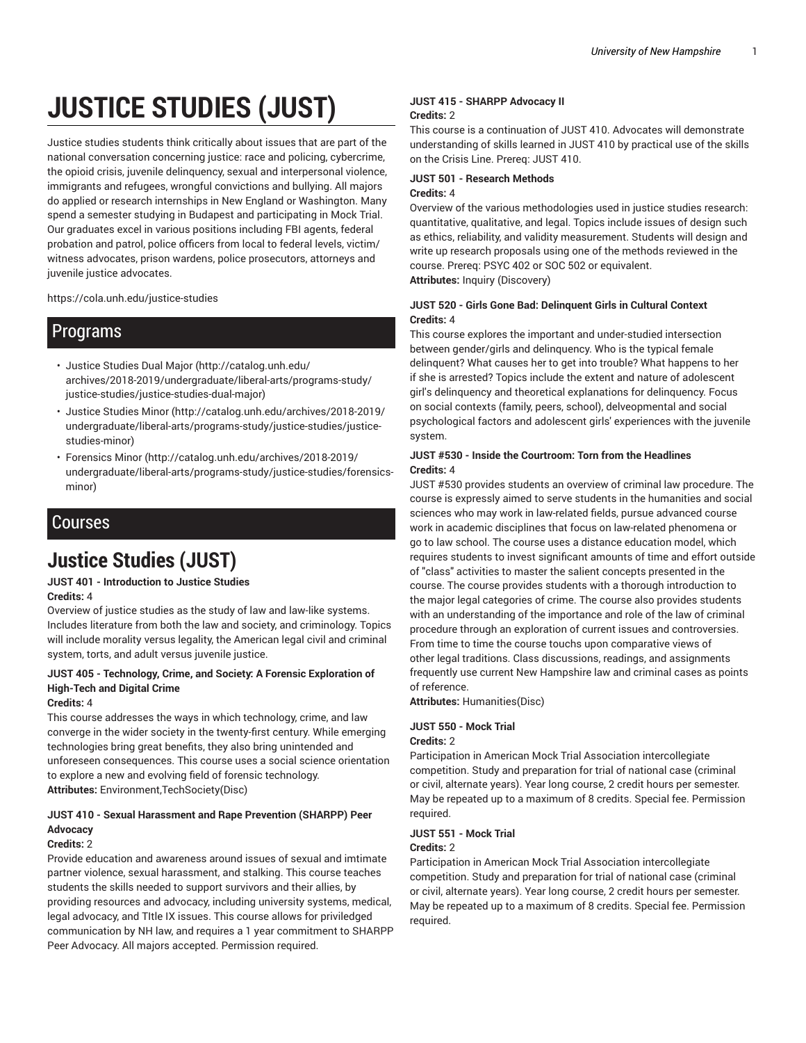# JUSTICE STUDIES (JUST)

Justice studies students think critically about issues that are part of the national conversation concerning justice: race and policing, cybercrime, the opioid crisis, juvenile delinquency, sexual and interpersonal violence, immigrants and refugees, wrongful convictions and bullying. All majors do applied or research internships in New England or Washington. Many spend a semester studying in Budapest and participating in Mock Trial. Our graduates excel in various positions including FBI agents, federal probation and patrol, police officers from local to federal levels, victim/witness advocates, prison wardens, police prosecutors, attorneys and juvenile justice advocates.

https://cola.unh.edu/justice-studies

## Programs

- Justice Studies Dual Major (http://catalog.unh.edu/archives/2018-2019/undergraduate/liberal-arts/programs-study/justice-studies/justice-studies-dual-major)
- Justice Studies Minor (http://catalog.unh.edu/archives/2018-2019/undergraduate/liberal-arts/programs-study/justice-studies/justice-studies-minor)
- Forensics Minor (http://catalog.unh.edu/archives/2018-2019/undergraduate/liberal-arts/programs-study/justice-studies/forensics-minor)

## Courses

# Justice Studies (JUST)

### JUST 401 - Introduction to Justice Studies

**Credits:** 4

Overview of justice studies as the study of law and law-like systems. Includes literature from both the law and society, and criminology. Topics will include morality versus legality, the American legal civil and criminal system, torts, and adult versus juvenile justice.

### JUST 405 - Technology, Crime, and Society: A Forensic Exploration of High-Tech and Digital Crime

**Credits:** 4

This course addresses the ways in which technology, crime, and law converge in the wider society in the twenty-first century. While emerging technologies bring great benefits, they also bring unintended and unforeseen consequences. This course uses a social science orientation to explore a new and evolving field of forensic technology.

**Attributes:** Environment,TechSociety(Disc)

### JUST 410 - Sexual Harassment and Rape Prevention (SHARPP) Peer Advocacy

**Credits:** 2

Provide education and awareness around issues of sexual and imtimate partner violence, sexual harassment, and stalking. This course teaches students the skills needed to support survivors and their allies, by providing resources and advocacy, including university systems, medical, legal advocacy, and TItle IX issues. This course allows for priviledged communication by NH law, and requires a 1 year commitment to SHARPP Peer Advocacy. All majors accepted. Permission required.

### JUST 415 - SHARPP Advocacy II

**Credits:** 2

This course is a continuation of JUST 410. Advocates will demonstrate understanding of skills learned in JUST 410 by practical use of the skills on the Crisis Line. Prereq: JUST 410.

### JUST 501 - Research Methods

**Credits:** 4

Overview of the various methodologies used in justice studies research: quantitative, qualitative, and legal. Topics include issues of design such as ethics, reliability, and validity measurement. Students will design and write up research proposals using one of the methods reviewed in the course. Prereq: PSYC 402 or SOC 502 or equivalent.

**Attributes:** Inquiry (Discovery)

### JUST 520 - Girls Gone Bad: Delinquent Girls in Cultural Context

**Credits:** 4

This course explores the important and under-studied intersection between gender/girls and delinquency. Who is the typical female delinquent? What causes her to get into trouble? What happens to her if she is arrested? Topics include the extent and nature of adolescent girl's delinquency and theoretical explanations for delinquency. Focus on social contexts (family, peers, school), delveopmental and social psychological factors and adolescent girls' experiences with the juvenile system.

### JUST #530 - Inside the Courtroom: Torn from the Headlines

**Credits:** 4

JUST #530 provides students an overview of criminal law procedure. The course is expressly aimed to serve students in the humanities and social sciences who may work in law-related fields, pursue advanced course work in academic disciplines that focus on law-related phenomena or go to law school. The course uses a distance education model, which requires students to invest significant amounts of time and effort outside of "class" activities to master the salient concepts presented in the course. The course provides students with a thorough introduction to the major legal categories of crime. The course also provides students with an understanding of the importance and role of the law of criminal procedure through an exploration of current issues and controversies. From time to time the course touchs upon comparative views of other legal traditions. Class discussions, readings, and assignments frequently use current New Hampshire law and criminal cases as points of reference.

**Attributes:** Humanities(Disc)

### JUST 550 - Mock Trial

**Credits:** 2

Participation in American Mock Trial Association intercollegiate competition. Study and preparation for trial of national case (criminal or civil, alternate years). Year long course, 2 credit hours per semester. May be repeated up to a maximum of 8 credits. Special fee. Permission required.

### JUST 551 - Mock Trial

**Credits:** 2

Participation in American Mock Trial Association intercollegiate competition. Study and preparation for trial of national case (criminal or civil, alternate years). Year long course, 2 credit hours per semester. May be repeated up to a maximum of 8 credits. Special fee. Permission required.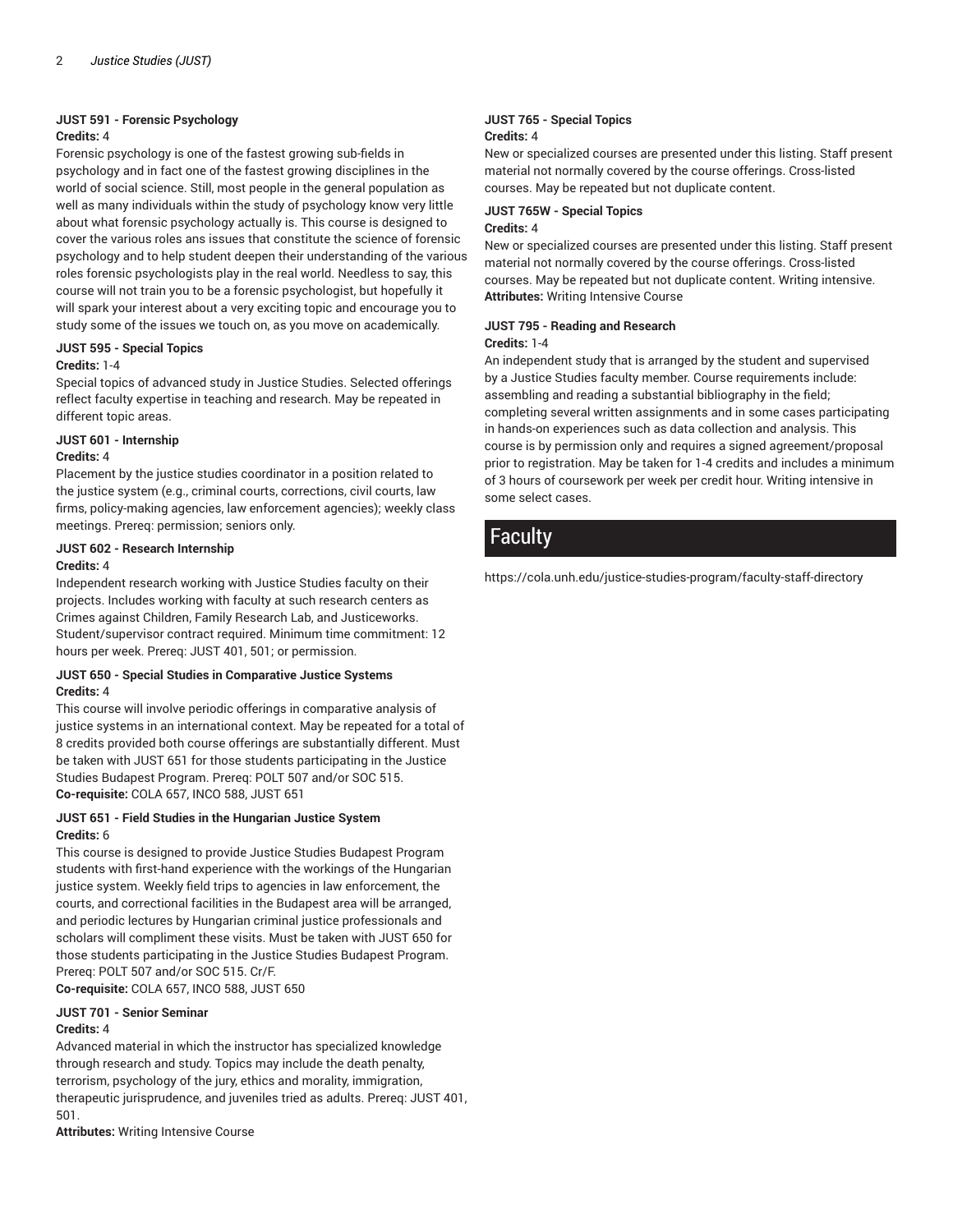**JUST 591 - Forensic Psychology**
**Credits:** 4
Forensic psychology is one of the fastest growing sub-fields in psychology and in fact one of the fastest growing disciplines in the world of social science. Still, most people in the general population as well as many individuals within the study of psychology know very little about what forensic psychology actually is. This course is designed to cover the various roles ans issues that constitute the science of forensic psychology and to help student deepen their understanding of the various roles forensic psychologists play in the real world. Needless to say, this course will not train you to be a forensic psychologist, but hopefully it will spark your interest about a very exciting topic and encourage you to study some of the issues we touch on, as you move on academically.

**JUST 595 - Special Topics**
**Credits:** 1-4
Special topics of advanced study in Justice Studies. Selected offerings reflect faculty expertise in teaching and research. May be repeated in different topic areas.

**JUST 601 - Internship**
**Credits:** 4
Placement by the justice studies coordinator in a position related to the justice system (e.g., criminal courts, corrections, civil courts, law firms, policy-making agencies, law enforcement agencies); weekly class meetings. Prereq: permission; seniors only.

**JUST 602 - Research Internship**
**Credits:** 4
Independent research working with Justice Studies faculty on their projects. Includes working with faculty at such research centers as Crimes against Children, Family Research Lab, and Justiceworks. Student/supervisor contract required. Minimum time commitment: 12 hours per week. Prereq: JUST 401, 501; or permission.

**JUST 650 - Special Studies in Comparative Justice Systems**
**Credits:** 4
This course will involve periodic offerings in comparative analysis of justice systems in an international context. May be repeated for a total of 8 credits provided both course offerings are substantially different. Must be taken with JUST 651 for those students participating in the Justice Studies Budapest Program. Prereq: POLT 507 and/or SOC 515.
**Co-requisite:** COLA 657, INCO 588, JUST 651

**JUST 651 - Field Studies in the Hungarian Justice System**
**Credits:** 6
This course is designed to provide Justice Studies Budapest Program students with first-hand experience with the workings of the Hungarian justice system. Weekly field trips to agencies in law enforcement, the courts, and correctional facilities in the Budapest area will be arranged, and periodic lectures by Hungarian criminal justice professionals and scholars will compliment these visits. Must be taken with JUST 650 for those students participating in the Justice Studies Budapest Program. Prereq: POLT 507 and/or SOC 515. Cr/F.
**Co-requisite:** COLA 657, INCO 588, JUST 650

**JUST 701 - Senior Seminar**
**Credits:** 4
Advanced material in which the instructor has specialized knowledge through research and study. Topics may include the death penalty, terrorism, psychology of the jury, ethics and morality, immigration, therapeutic jurisprudence, and juveniles tried as adults. Prereq: JUST 401, 501.
**Attributes:** Writing Intensive Course

**JUST 765 - Special Topics**
**Credits:** 4
New or specialized courses are presented under this listing. Staff present material not normally covered by the course offerings. Cross-listed courses. May be repeated but not duplicate content.

**JUST 765W - Special Topics**
**Credits:** 4
New or specialized courses are presented under this listing. Staff present material not normally covered by the course offerings. Cross-listed courses. May be repeated but not duplicate content. Writing intensive.
**Attributes:** Writing Intensive Course

**JUST 795 - Reading and Research**
**Credits:** 1-4
An independent study that is arranged by the student and supervised by a Justice Studies faculty member. Course requirements include: assembling and reading a substantial bibliography in the field; completing several written assignments and in some cases participating in hands-on experiences such as data collection and analysis. This course is by permission only and requires a signed agreement/proposal prior to registration. May be taken for 1-4 credits and includes a minimum of 3 hours of coursework per week per credit hour. Writing intensive in some select cases.

## Faculty

https://cola.unh.edu/justice-studies-program/faculty-staff-directory